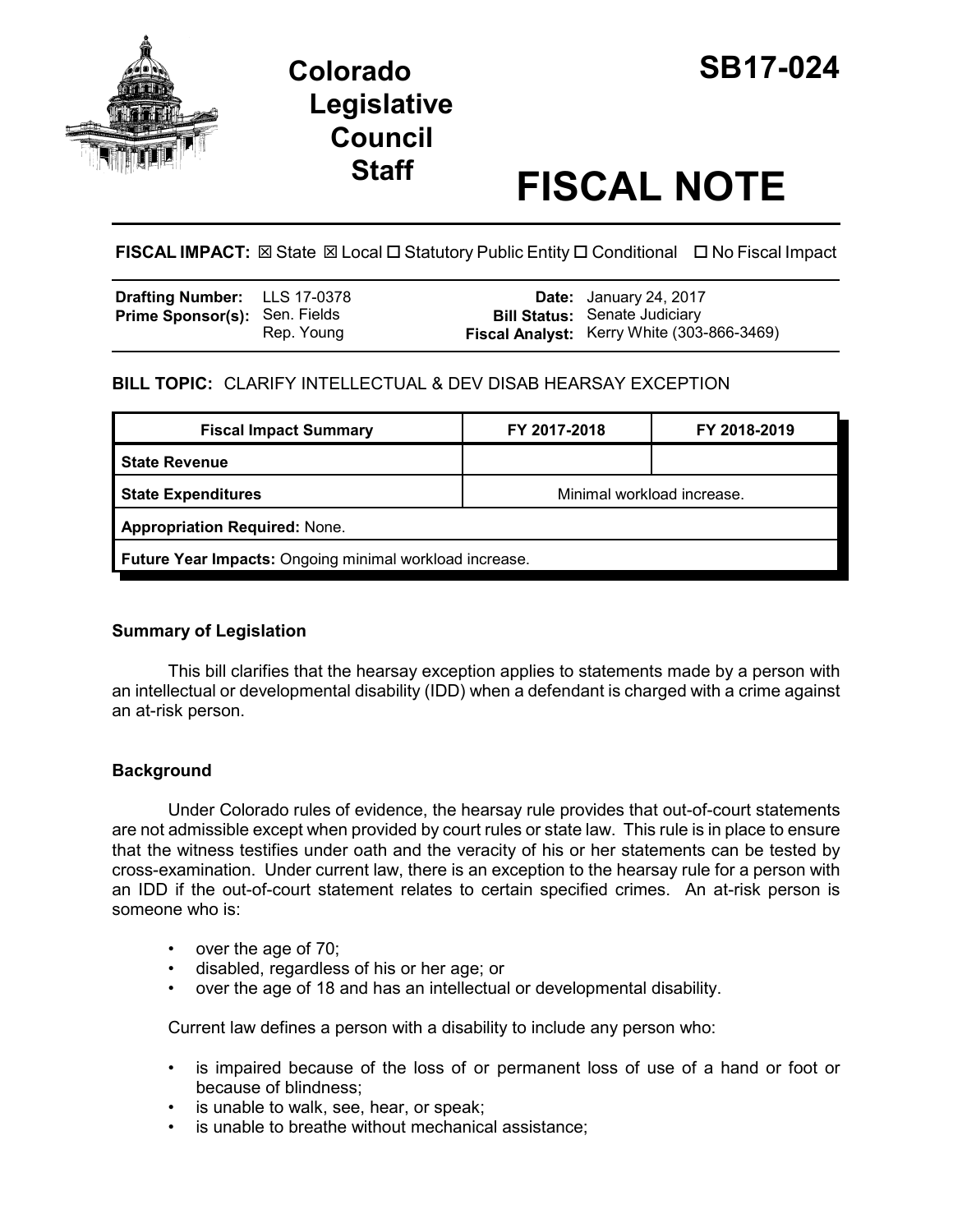# Colorado Legislative Council Staff

# SB17-024

# FISCAL NOTE

**FISCAL IMPACT:** ☒ State ☒ Local ☐ Statutory Public Entity ☐ Conditional ☐ No Fiscal Impact

| | | | |
|---|---|---|---|
| **Drafting Number:** | LLS 17-0378 | **Date:** | January 24, 2017 |
| **Prime Sponsor(s):** | Sen. Fields<br>Rep. Young | **Bill Status:** | Senate Judiciary |
| | | **Fiscal Analyst:** | Kerry White (303-866-3469) |

**BILL TOPIC:** CLARIFY INTELLECTUAL & DEV DISAB HEARSAY EXCEPTION

| Fiscal Impact Summary | FY 2017-2018 | FY 2018-2019 |
|---|---|---|
| **State Revenue** | | |
| **State Expenditures** | Minimal workload increase. | |
| **Appropriation Required:** None. | | |
| **Future Year Impacts:** Ongoing minimal workload increase. | | |

### Summary of Legislation

This bill clarifies that the hearsay exception applies to statements made by a person with an intellectual or developmental disability (IDD) when a defendant is charged with a crime against an at-risk person.

### Background

Under Colorado rules of evidence, the hearsay rule provides that out-of-court statements are not admissible except when provided by court rules or state law. This rule is in place to ensure that the witness testifies under oath and the veracity of his or her statements can be tested by cross-examination. Under current law, there is an exception to the hearsay rule for a person with an IDD if the out-of-court statement relates to certain specified crimes. An at-risk person is someone who is:

- over the age of 70;
- disabled, regardless of his or her age; or
- over the age of 18 and has an intellectual or developmental disability.

Current law defines a person with a disability to include any person who:

- is impaired because of the loss of or permanent loss of use of a hand or foot or because of blindness;
- is unable to walk, see, hear, or speak;
- is unable to breathe without mechanical assistance;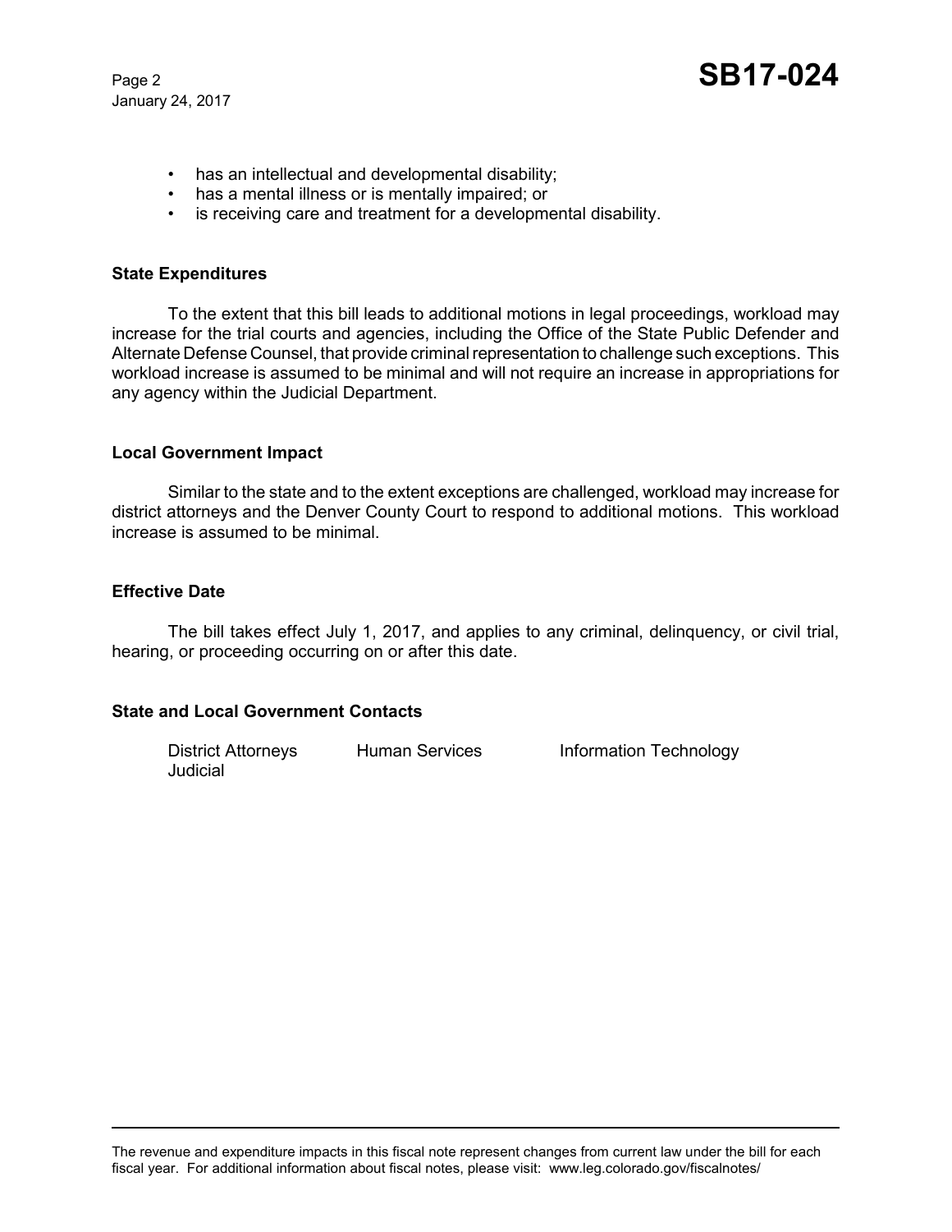- has an intellectual and developmental disability;
- has a mental illness or is mentally impaired; or
- is receiving care and treatment for a developmental disability.

**State Expenditures**

To the extent that this bill leads to additional motions in legal proceedings, workload may increase for the trial courts and agencies, including the Office of the State Public Defender and Alternate Defense Counsel, that provide criminal representation to challenge such exceptions. This workload increase is assumed to be minimal and will not require an increase in appropriations for any agency within the Judicial Department.

**Local Government Impact**

Similar to the state and to the extent exceptions are challenged, workload may increase for district attorneys and the Denver County Court to respond to additional motions. This workload increase is assumed to be minimal.

**Effective Date**

The bill takes effect July 1, 2017, and applies to any criminal, delinquency, or civil trial, hearing, or proceeding occurring on or after this date.

**State and Local Government Contacts**

District Attorneys    Human Services    Information Technology
Judicial

The revenue and expenditure impacts in this fiscal note represent changes from current law under the bill for each fiscal year. For additional information about fiscal notes, please visit: www.leg.colorado.gov/fiscalnotes/